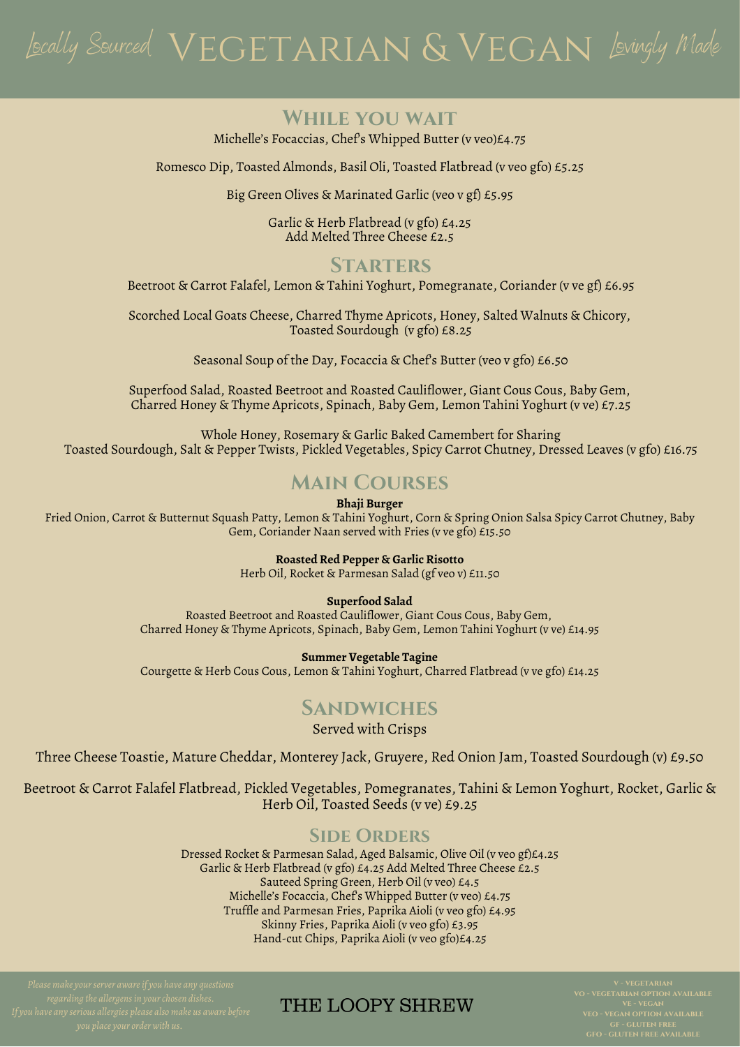# *Locally Sourced* VEGETARIAN & VEGAN *Lovingly Made*

## While you wait

Michelle's Focaccias, Chef's Whipped Butter (v veo)£4.75

Romesco Dip, Toasted Almonds, Basil Oli, Toasted Flatbread (v veo gfo) £5.25

Big Green Olives & Marinated Garlic (veo v gf) £5.95

Garlic & Herb Flatbread (v gfo) £4.25
Add Melted Three Cheese £2.5

## Starters

Beetroot & Carrot Falafel, Lemon & Tahini Yoghurt, Pomegranate, Coriander (v ve gf) £6.95

Scorched Local Goats Cheese, Charred Thyme Apricots, Honey, Salted Walnuts & Chicory, Toasted Sourdough (v gfo) £8.25

Seasonal Soup of the Day, Focaccia & Chef's Butter (veo v gfo) £6.50

Superfood Salad, Roasted Beetroot and Roasted Cauliflower, Giant Cous Cous, Baby Gem, Charred Honey & Thyme Apricots, Spinach, Baby Gem, Lemon Tahini Yoghurt (v ve) £7.25

Whole Honey, Rosemary & Garlic Baked Camembert for Sharing
Toasted Sourdough, Salt & Pepper Twists, Pickled Vegetables, Spicy Carrot Chutney, Dressed Leaves (v gfo) £16.75

## Main Courses

**Bhaji Burger**
Fried Onion, Carrot & Butternut Squash Patty, Lemon & Tahini Yoghurt, Corn & Spring Onion Salsa Spicy Carrot Chutney, Baby Gem, Coriander Naan served with Fries (v ve gfo) £15.50

**Roasted Red Pepper & Garlic Risotto**
Herb Oil, Rocket & Parmesan Salad (gf veo v) £11.50

**Superfood Salad**
Roasted Beetroot and Roasted Cauliflower, Giant Cous Cous, Baby Gem, Charred Honey & Thyme Apricots, Spinach, Baby Gem, Lemon Tahini Yoghurt (v ve) £14.95

**Summer Vegetable Tagine**
Courgette & Herb Cous Cous, Lemon & Tahini Yoghurt, Charred Flatbread (v ve gfo) £14.25

## Sandwiches

Served with Crisps

Three Cheese Toastie, Mature Cheddar, Monterey Jack, Gruyere, Red Onion Jam, Toasted Sourdough (v) £9.50

Beetroot & Carrot Falafel Flatbread, Pickled Vegetables, Pomegranates, Tahini & Lemon Yoghurt, Rocket, Garlic & Herb Oil, Toasted Seeds (v ve) £9.25

## Side Orders

Dressed Rocket & Parmesan Salad, Aged Balsamic, Olive Oil (v veo gf)£4.25
Garlic & Herb Flatbread (v gfo) £4.25 Add Melted Three Cheese £2.5
Sauteed Spring Green, Herb Oil (v veo) £4.5
Michelle's Focaccia, Chef's Whipped Butter (v veo) £4.75
Truffle and Parmesan Fries, Paprika Aioli (v veo gfo) £4.95
Skinny Fries, Paprika Aioli (v veo gfo) £3.95
Hand-cut Chips, Paprika Aioli (v veo gfo)£4.25

*Please make your server aware if you have any questions regarding the allergens in your chosen dishes. If you have any serious allergies please also make us aware before you place your order with us.*

THE LOOPY SHREW

V - VEGETARIAN
VO - VEGETARIAN OPTION AVAILABLE
VE - VEGAN
VEO - VEGAN OPTION AVAILABLE
GF - GLUTEN FREE
GFO - GLUTEN FREE AVAILABLE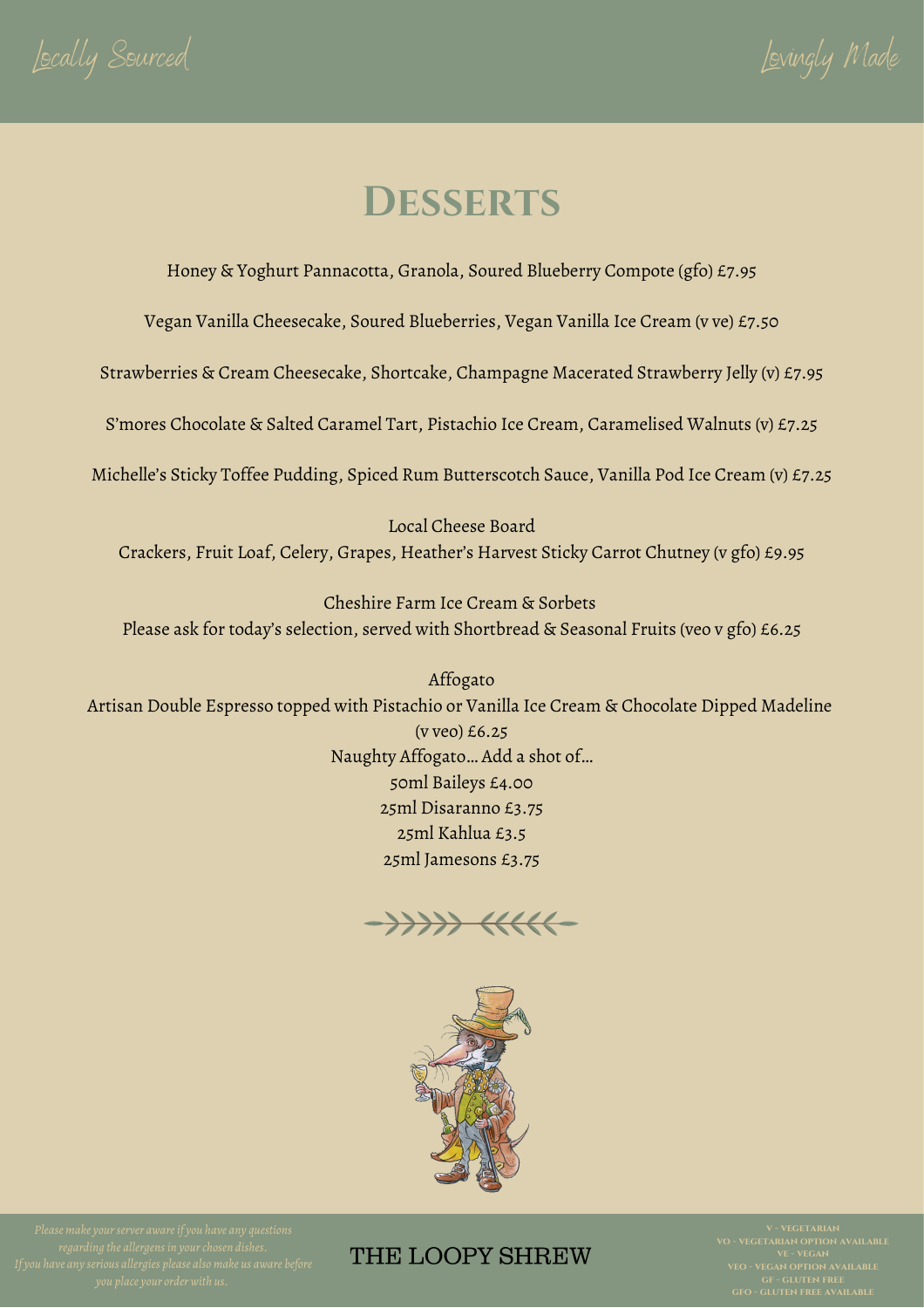Locally Sourced

Lovingly Made

# Desserts

Honey & Yoghurt Pannacotta, Granola, Soured Blueberry Compote (gfo) £7.95

Vegan Vanilla Cheesecake, Soured Blueberries, Vegan Vanilla Ice Cream (v ve) £7.50

Strawberries & Cream Cheesecake, Shortcake, Champagne Macerated Strawberry Jelly (v) £7.95

S'mores Chocolate & Salted Caramel Tart, Pistachio Ice Cream, Caramelised Walnuts (v) £7.25

Michelle's Sticky Toffee Pudding, Spiced Rum Butterscotch Sauce, Vanilla Pod Ice Cream (v) £7.25

Local Cheese Board
Crackers, Fruit Loaf, Celery, Grapes, Heather's Harvest Sticky Carrot Chutney (v gfo) £9.95

Cheshire Farm Ice Cream & Sorbets
Please ask for today's selection, served with Shortbread & Seasonal Fruits (veo v gfo) £6.25

Affogato
Artisan Double Espresso topped with Pistachio or Vanilla Ice Cream & Chocolate Dipped Madeline (v veo) £6.25
Naughty Affogato… Add a shot of…
50ml Baileys £4.00
25ml Disaranno £3.75
25ml Kahlua £3.5
25ml Jamesons £3.75

*Please make your server aware if you have any questions regarding the allergens in your chosen dishes.
If you have any serious allergies please also make us aware before you place your order with us.*

THE LOOPY SHREW

V - VEGETARIAN
VO - VEGETARIAN OPTION AVAILABLE
VE - VEGAN
VEO - VEGAN OPTION AVAILABLE
GF - GLUTEN FREE
GFO - GLUTEN FREE AVAILABLE